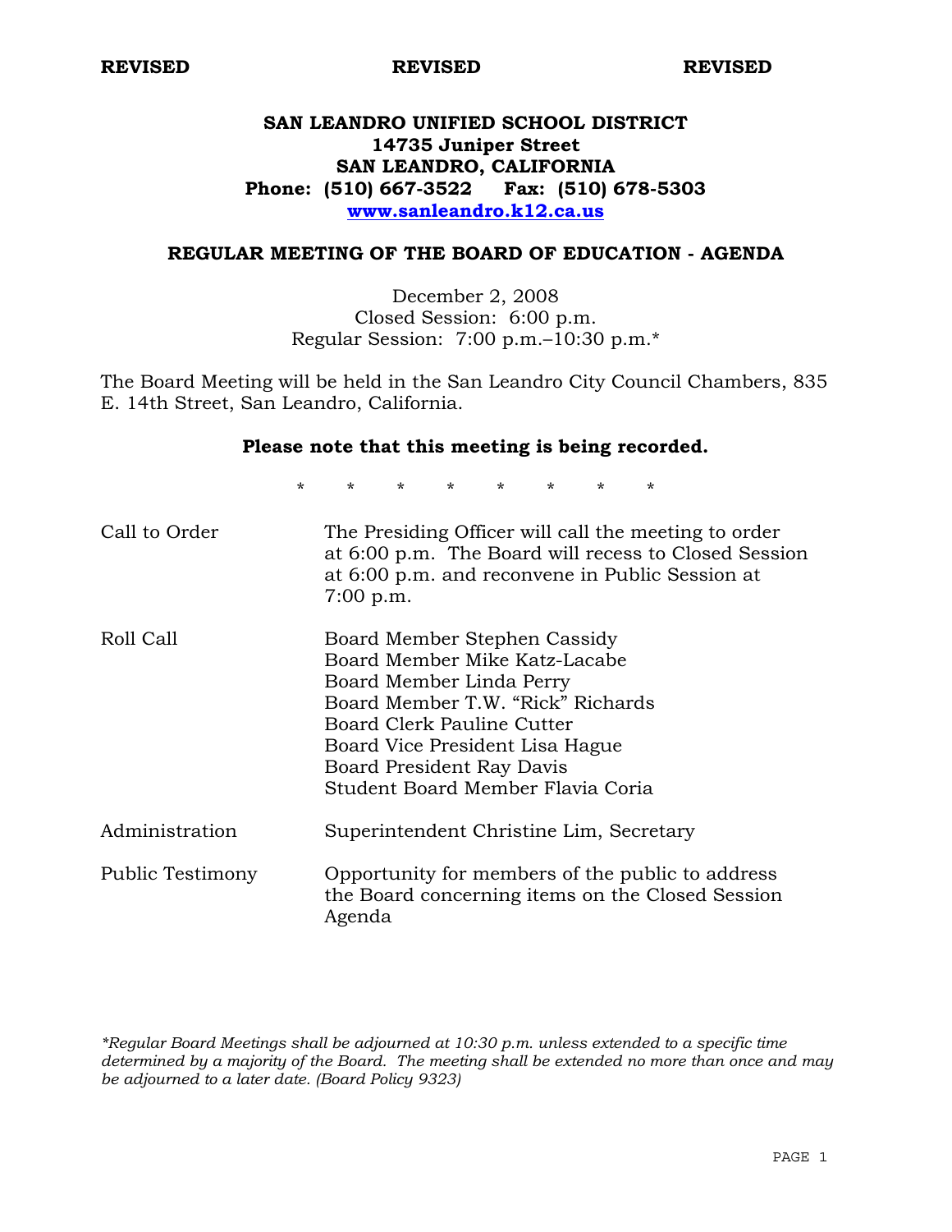**REVISED** **REVISED** **REVISED**

# SAN LEANDRO UNIFIED SCHOOL DISTRICT
**14735 Juniper Street**
**SAN LEANDRO, CALIFORNIA**
**Phone: (510) 667-3522 Fax: (510) 678-5303**
**www.sanleandro.k12.ca.us**

## REGULAR MEETING OF THE BOARD OF EDUCATION - AGENDA

December 2, 2008
Closed Session: 6:00 p.m.
Regular Session: 7:00 p.m.–10:30 p.m.*

The Board Meeting will be held in the San Leandro City Council Chambers, 835 E. 14th Street, San Leandro, California.

**Please note that this meeting is being recorded.**

\* \* \* \* \* \* \* \*

| | |
|---|---|
| Call to Order | The Presiding Officer will call the meeting to order at 6:00 p.m. The Board will recess to Closed Session at 6:00 p.m. and reconvene in Public Session at 7:00 p.m. |
| Roll Call | Board Member Stephen Cassidy<br>Board Member Mike Katz-Lacabe<br>Board Member Linda Perry<br>Board Member T.W. "Rick" Richards<br>Board Clerk Pauline Cutter<br>Board Vice President Lisa Hague<br>Board President Ray Davis<br>Student Board Member Flavia Coria |
| Administration | Superintendent Christine Lim, Secretary |
| Public Testimony | Opportunity for members of the public to address the Board concerning items on the Closed Session Agenda |

*\*Regular Board Meetings shall be adjourned at 10:30 p.m. unless extended to a specific time determined by a majority of the Board. The meeting shall be extended no more than once and may be adjourned to a later date. (Board Policy 9323)*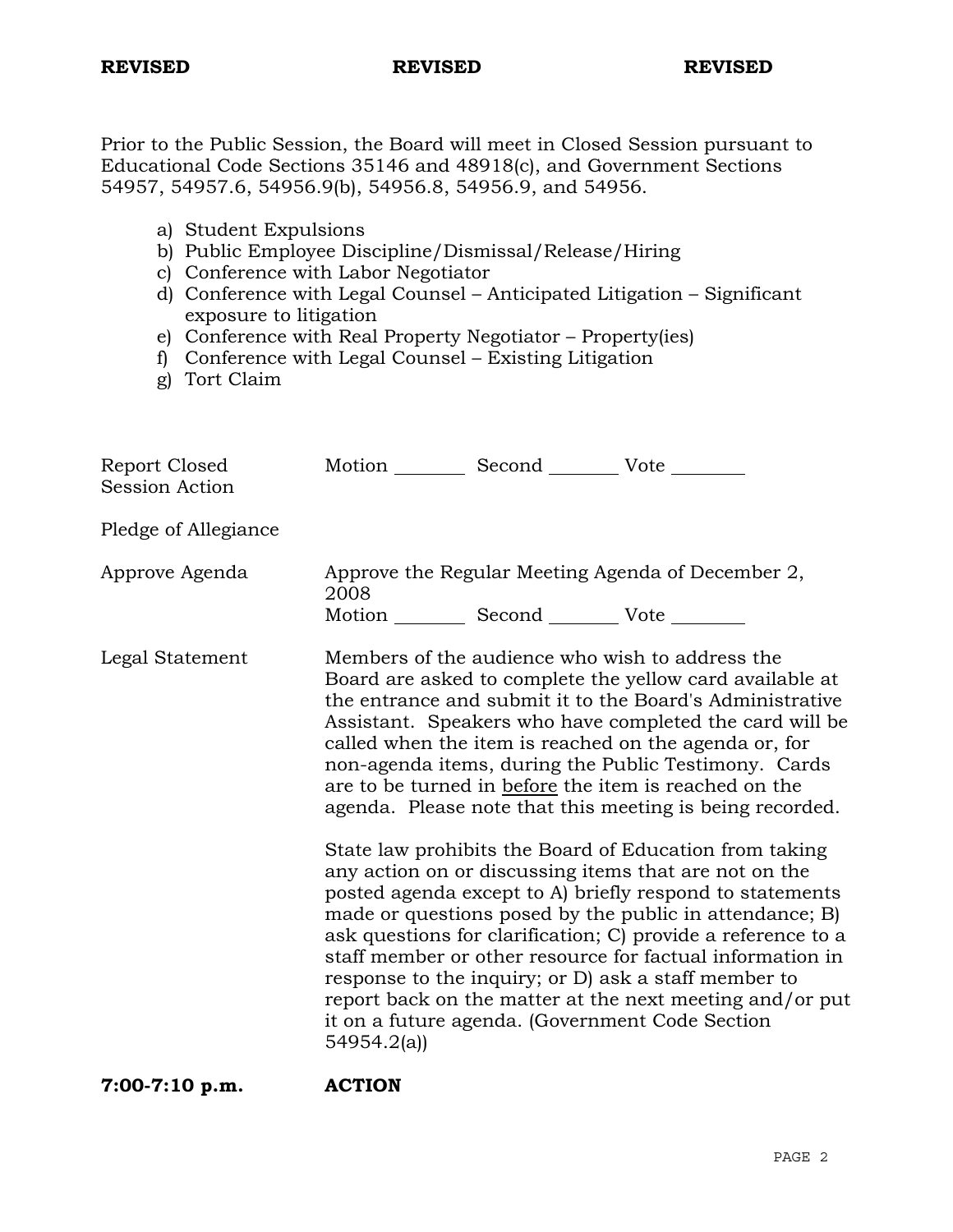**REVISED** **REVISED** **REVISED**

Prior to the Public Session, the Board will meet in Closed Session pursuant to Educational Code Sections 35146 and 48918(c), and Government Sections 54957, 54957.6, 54956.9(b), 54956.8, 54956.9, and 54956.

a) Student Expulsions
b) Public Employee Discipline/Dismissal/Release/Hiring
c) Conference with Labor Negotiator
d) Conference with Legal Counsel – Anticipated Litigation – Significant exposure to litigation
e) Conference with Real Property Negotiator – Property(ies)
f) Conference with Legal Counsel – Existing Litigation
g) Tort Claim

| | |
|---|---|
| Report Closed Session Action | Motion ________ Second ________ Vote ________ |
| Pledge of Allegiance | |
| Approve Agenda | Approve the Regular Meeting Agenda of December 2, 2008<br>Motion ________ Second ________ Vote ________ |
| Legal Statement | Members of the audience who wish to address the Board are asked to complete the yellow card available at the entrance and submit it to the Board's Administrative Assistant. Speakers who have completed the card will be called when the item is reached on the agenda or, for non-agenda items, during the Public Testimony. Cards are to be turned in <u>before</u> the item is reached on the agenda. Please note that this meeting is being recorded.<br><br>State law prohibits the Board of Education from taking any action on or discussing items that are not on the posted agenda except to A) briefly respond to statements made or questions posed by the public in attendance; B) ask questions for clarification; C) provide a reference to a staff member or other resource for factual information in response to the inquiry; or D) ask a staff member to report back on the matter at the next meeting and/or put it on a future agenda. (Government Code Section 54954.2(a)) |

**7:00-7:10 p.m.** **ACTION**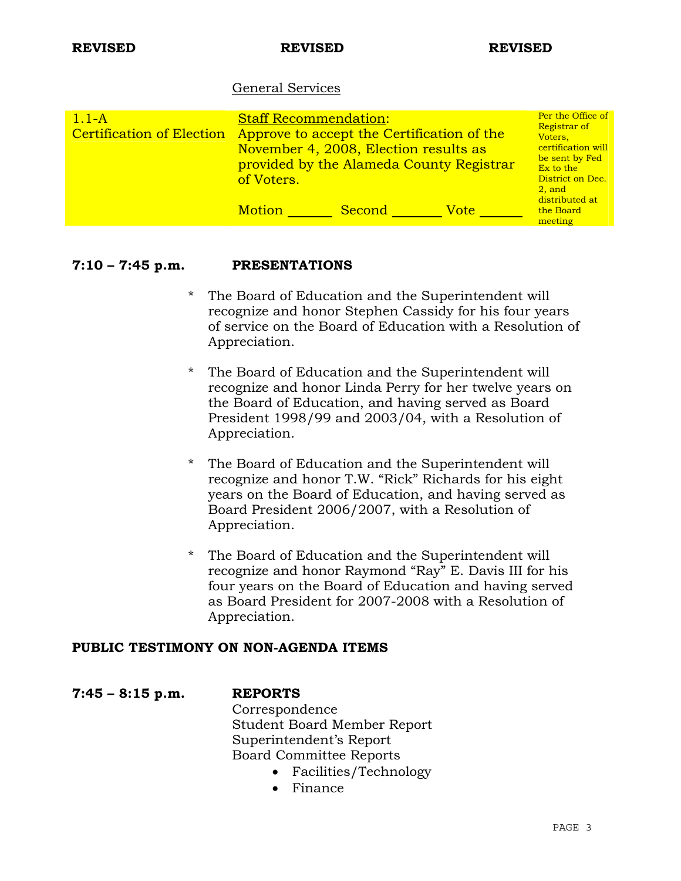**REVISED** **REVISED** **REVISED**

General Services

| | | |
|---|---|---|
| 1.1-A<br>Certification of Election | Staff Recommendation:<br>Approve to accept the Certification of the November 4, 2008, Election results as provided by the Alameda County Registrar of Voters.<br><br>Motion ______ Second _______ Vote ______ | Per the Office of Registrar of Voters, certification will be sent by Fed Ex to the District on Dec. 2, and distributed at the Board meeting |

**7:10 – 7:45 p.m.** **PRESENTATIONS**

\* The Board of Education and the Superintendent will recognize and honor Stephen Cassidy for his four years of service on the Board of Education with a Resolution of Appreciation.

\* The Board of Education and the Superintendent will recognize and honor Linda Perry for her twelve years on the Board of Education, and having served as Board President 1998/99 and 2003/04, with a Resolution of Appreciation.

\* The Board of Education and the Superintendent will recognize and honor T.W. "Rick" Richards for his eight years on the Board of Education, and having served as Board President 2006/2007, with a Resolution of Appreciation.

\* The Board of Education and the Superintendent will recognize and honor Raymond "Ray" E. Davis III for his four years on the Board of Education and having served as Board President for 2007-2008 with a Resolution of Appreciation.

**PUBLIC TESTIMONY ON NON-AGENDA ITEMS**

**7:45 – 8:15 p.m.** **REPORTS**

Correspondence
Student Board Member Report
Superintendent's Report
Board Committee Reports

- Facilities/Technology
- Finance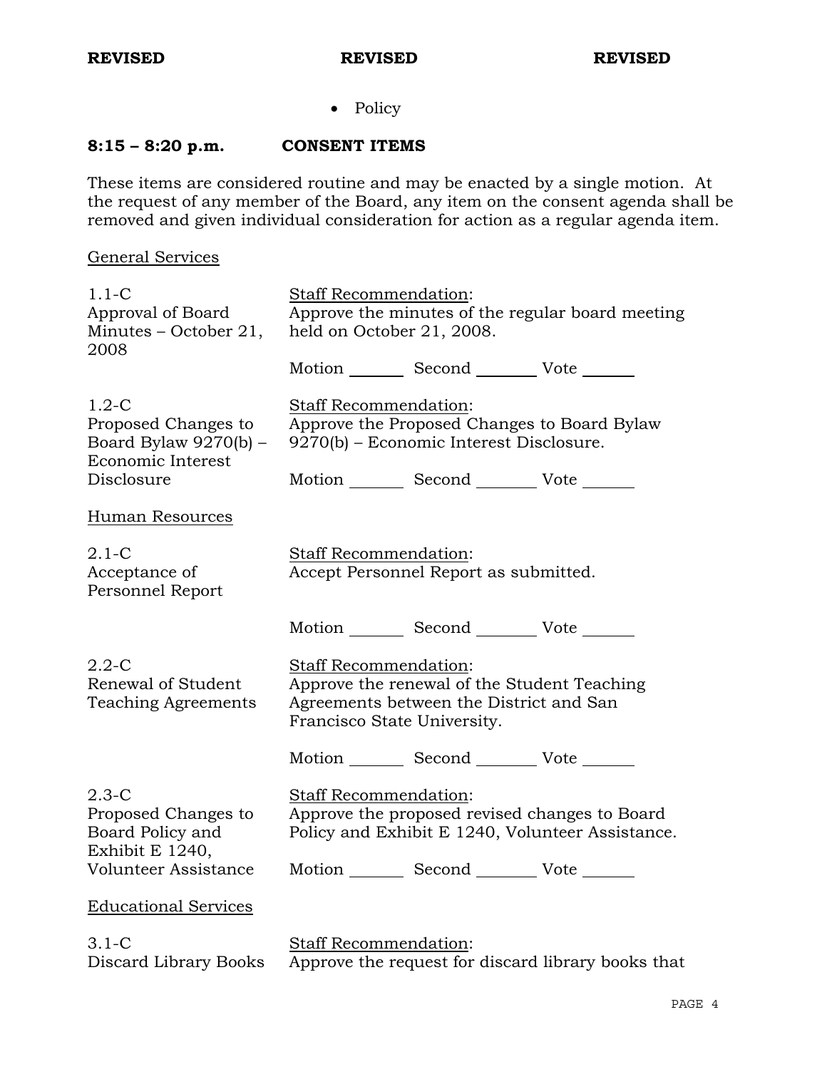**REVISED** **REVISED** **REVISED**

- Policy

### 8:15 – 8:20 p.m. CONSENT ITEMS

These items are considered routine and may be enacted by a single motion. At the request of any member of the Board, any item on the consent agenda shall be removed and given individual consideration for action as a regular agenda item.

General Services

1.1-C
Approval of Board Minutes – October 21, 2008

Staff Recommendation:
Approve the minutes of the regular board meeting held on October 21, 2008.

Motion _______ Second _______ Vote _______

1.2-C
Proposed Changes to Board Bylaw 9270(b) – Economic Interest Disclosure

Staff Recommendation:
Approve the Proposed Changes to Board Bylaw 9270(b) – Economic Interest Disclosure.

Motion _______ Second _______ Vote _______

Human Resources

2.1-C
Acceptance of Personnel Report

Staff Recommendation:
Accept Personnel Report as submitted.

Motion _______ Second _______ Vote _______

2.2-C
Renewal of Student Teaching Agreements

Staff Recommendation:
Approve the renewal of the Student Teaching Agreements between the District and San Francisco State University.

Motion _______ Second _______ Vote _______

2.3-C
Proposed Changes to Board Policy and Exhibit E 1240, Volunteer Assistance

Staff Recommendation:
Approve the proposed revised changes to Board Policy and Exhibit E 1240, Volunteer Assistance.

Motion _______ Second _______ Vote _______

Educational Services

3.1-C
Discard Library Books

Staff Recommendation:
Approve the request for discard library books that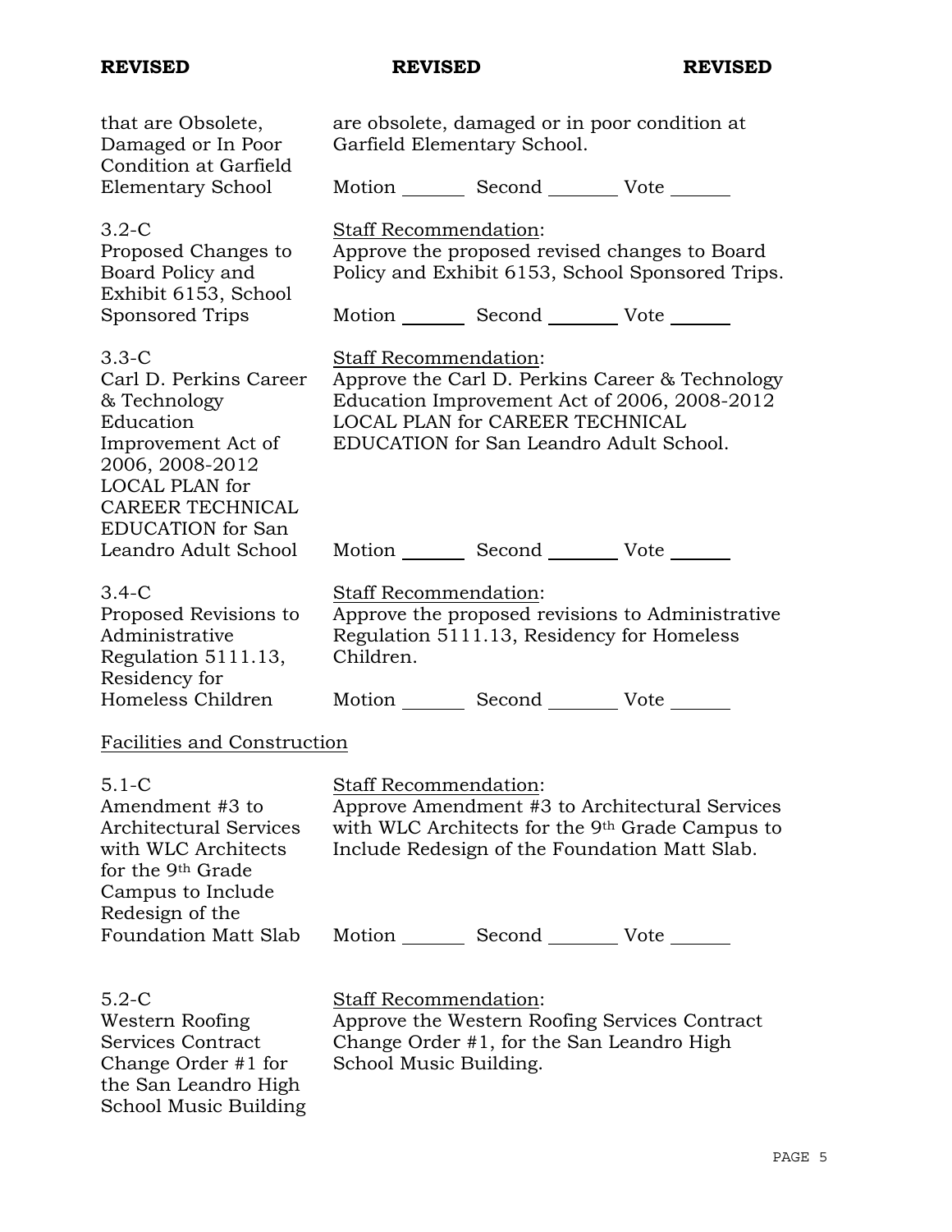**REVISED** **REVISED** **REVISED**

| | |
|---|---|
| that are Obsolete, Damaged or In Poor Condition at Garfield Elementary School | are obsolete, damaged or in poor condition at Garfield Elementary School.<br><br>Motion _______ Second _______ Vote _______ |
| 3.2-C<br>Proposed Changes to Board Policy and Exhibit 6153, School Sponsored Trips | Staff Recommendation:<br>Approve the proposed revised changes to Board Policy and Exhibit 6153, School Sponsored Trips.<br><br>Motion _______ Second _______ Vote _______ |
| 3.3-C<br>Carl D. Perkins Career & Technology Education Improvement Act of 2006, 2008-2012 LOCAL PLAN for CAREER TECHNICAL EDUCATION for San Leandro Adult School | Staff Recommendation:<br>Approve the Carl D. Perkins Career & Technology Education Improvement Act of 2006, 2008-2012 LOCAL PLAN for CAREER TECHNICAL EDUCATION for San Leandro Adult School.<br><br>Motion _______ Second _______ Vote _______ |
| 3.4-C<br>Proposed Revisions to Administrative Regulation 5111.13, Residency for Homeless Children | Staff Recommendation:<br>Approve the proposed revisions to Administrative Regulation 5111.13, Residency for Homeless Children.<br><br>Motion _______ Second _______ Vote _______ |

Facilities and Construction

| | |
|---|---|
| 5.1-C<br>Amendment #3 to Architectural Services with WLC Architects for the 9th Grade Campus to Include Redesign of the Foundation Matt Slab | Staff Recommendation:<br>Approve Amendment #3 to Architectural Services with WLC Architects for the 9th Grade Campus to Include Redesign of the Foundation Matt Slab.<br><br>Motion _______ Second _______ Vote _______ |
| 5.2-C<br>Western Roofing Services Contract Change Order #1 for the San Leandro High School Music Building | Staff Recommendation:<br>Approve the Western Roofing Services Contract Change Order #1, for the San Leandro High School Music Building. |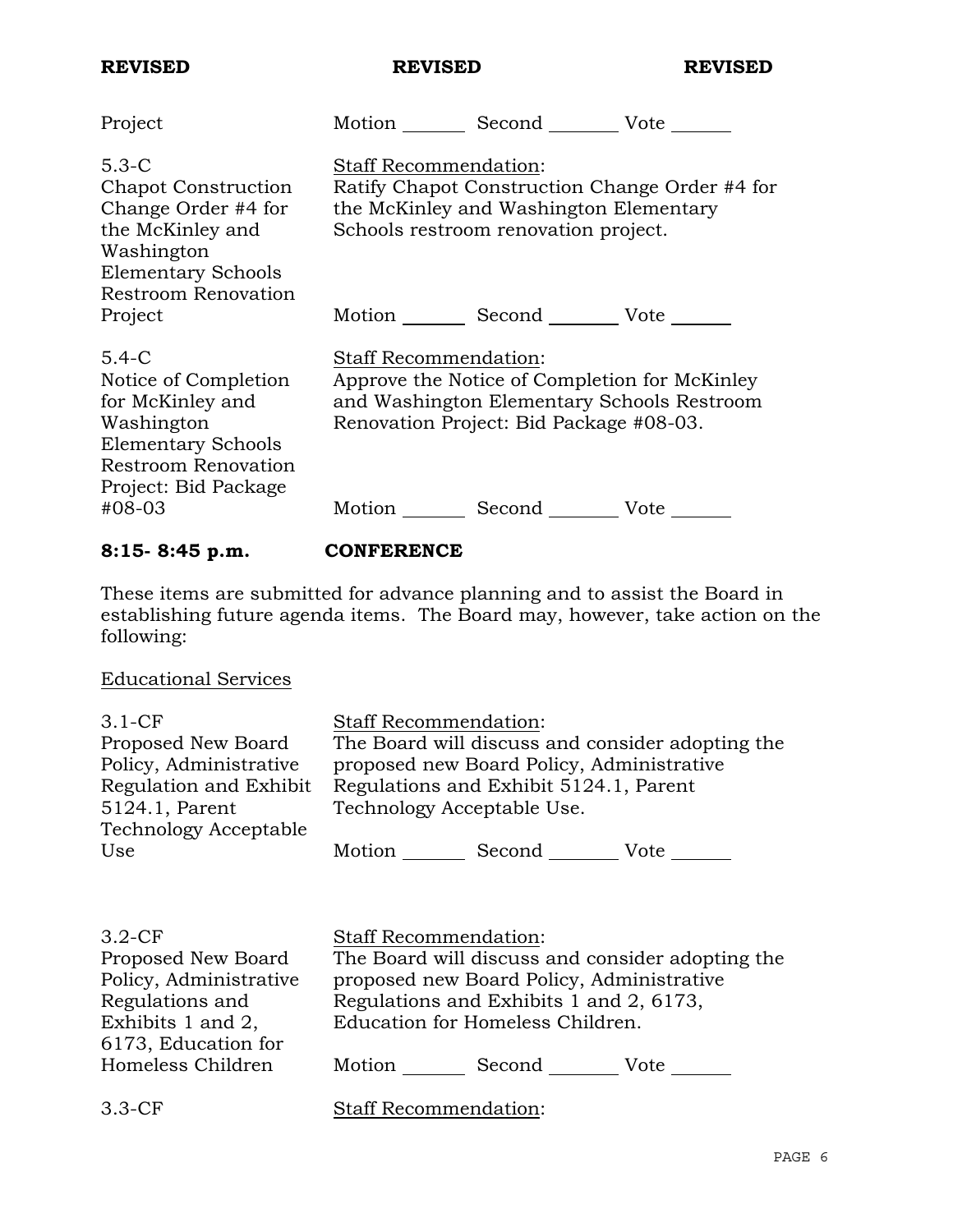**REVISED** **REVISED** **REVISED**

| | |
|---|---|
| Project | Motion _______ Second _______ Vote _______ |
| 5.3-C<br>Chapot Construction Change Order #4 for the McKinley and Washington Elementary Schools Restroom Renovation Project | Staff Recommendation:<br>Ratify Chapot Construction Change Order #4 for the McKinley and Washington Elementary Schools restroom renovation project.<br><br>Motion _______ Second _______ Vote _______ |
| 5.4-C<br>Notice of Completion for McKinley and Washington Elementary Schools Restroom Renovation Project: Bid Package #08-03 | Staff Recommendation:<br>Approve the Notice of Completion for McKinley and Washington Elementary Schools Restroom Renovation Project: Bid Package #08-03.<br><br>Motion _______ Second _______ Vote _______ |

**8:15- 8:45 p.m. CONFERENCE**

These items are submitted for advance planning and to assist the Board in establishing future agenda items. The Board may, however, take action on the following:

Educational Services

| | |
|---|---|
| 3.1-CF<br>Proposed New Board Policy, Administrative Regulation and Exhibit 5124.1, Parent Technology Acceptable Use | Staff Recommendation:<br>The Board will discuss and consider adopting the proposed new Board Policy, Administrative Regulations and Exhibit 5124.1, Parent Technology Acceptable Use.<br><br>Motion _______ Second _______ Vote _______ |
| 3.2-CF<br>Proposed New Board Policy, Administrative Regulations and Exhibits 1 and 2, 6173, Education for Homeless Children | Staff Recommendation:<br>The Board will discuss and consider adopting the proposed new Board Policy, Administrative Regulations and Exhibits 1 and 2, 6173, Education for Homeless Children.<br><br>Motion _______ Second _______ Vote _______ |
| 3.3-CF | Staff Recommendation: |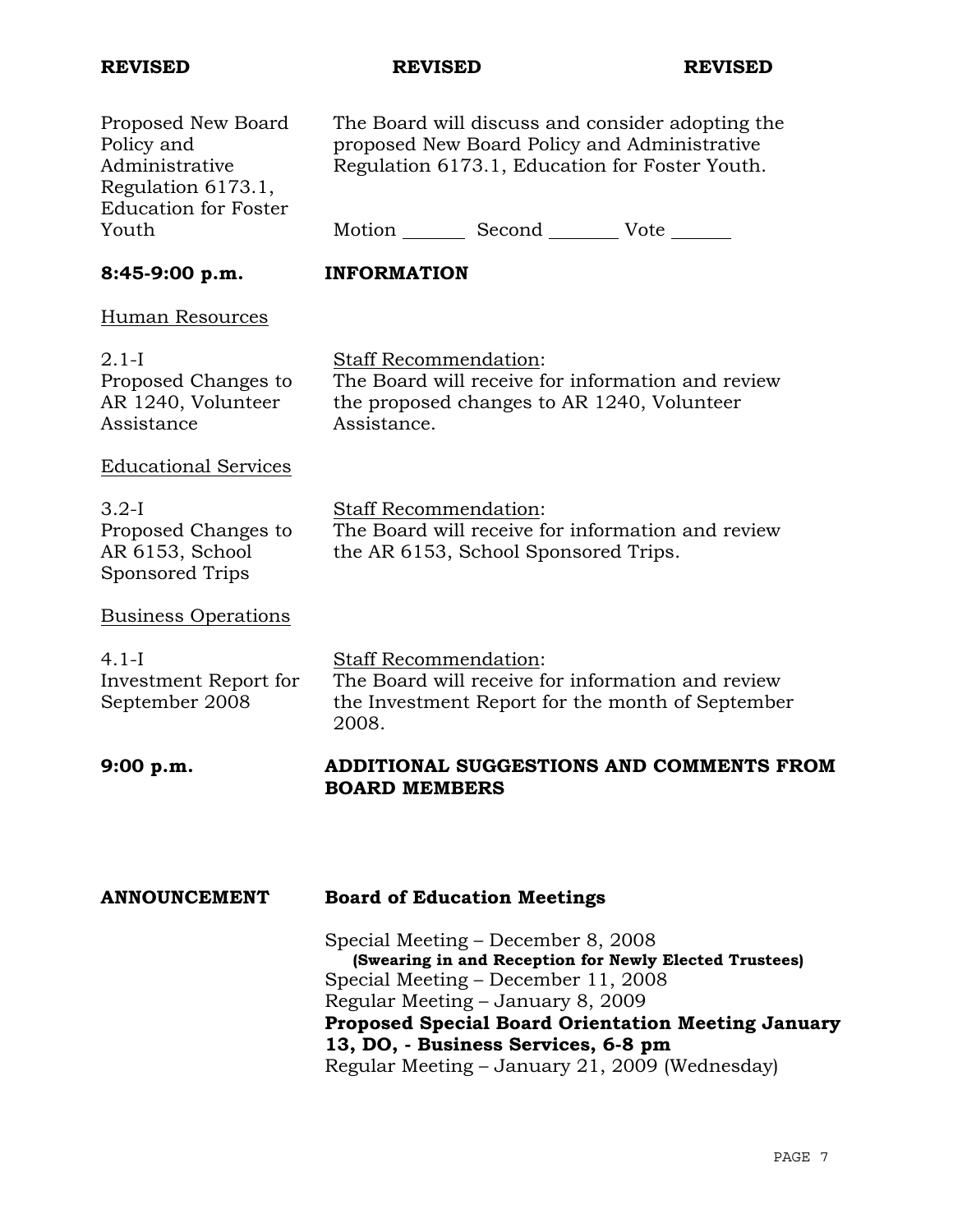**REVISED** **REVISED** **REVISED**

| | |
|---|---|
| Proposed New Board Policy and Administrative Regulation 6173.1, Education for Foster Youth | The Board will discuss and consider adopting the proposed New Board Policy and Administrative Regulation 6173.1, Education for Foster Youth.<br><br>Motion _______ Second ________ Vote _______ |

**8:45-9:00 p.m.** **INFORMATION**

Human Resources

| | |
|---|---|
| 2.1-I<br>Proposed Changes to AR 1240, Volunteer Assistance | Staff Recommendation:<br>The Board will receive for information and review the proposed changes to AR 1240, Volunteer Assistance. |

Educational Services

| | |
|---|---|
| 3.2-I<br>Proposed Changes to AR 6153, School Sponsored Trips | Staff Recommendation:<br>The Board will receive for information and review the AR 6153, School Sponsored Trips. |

Business Operations

| | |
|---|---|
| 4.1-I<br>Investment Report for September 2008 | Staff Recommendation:<br>The Board will receive for information and review the Investment Report for the month of September 2008. |

**9:00 p.m.** **ADDITIONAL SUGGESTIONS AND COMMENTS FROM BOARD MEMBERS**

**ANNOUNCEMENT** **Board of Education Meetings**

Special Meeting – December 8, 2008
**(Swearing in and Reception for Newly Elected Trustees)**
Special Meeting – December 11, 2008
Regular Meeting – January 8, 2009
**Proposed Special Board Orientation Meeting January 13, DO, - Business Services, 6-8 pm**
Regular Meeting – January 21, 2009 (Wednesday)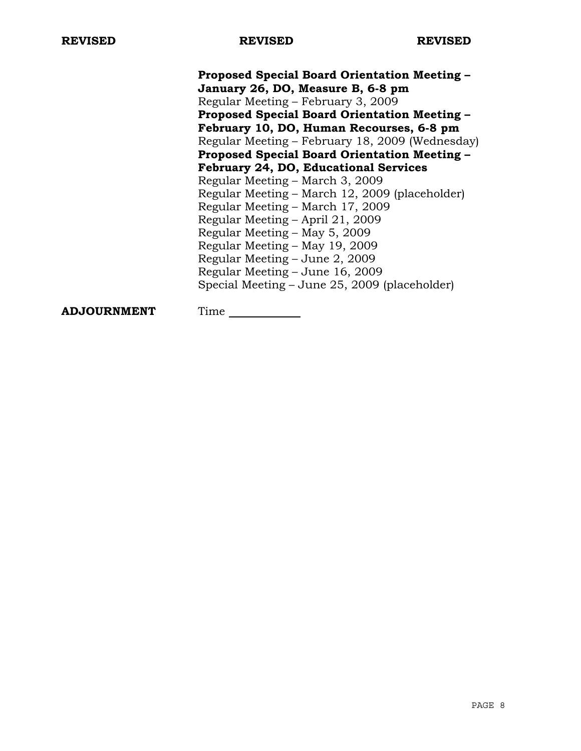**REVISED** **REVISED** **REVISED**

**Proposed Special Board Orientation Meeting – January 26, DO, Measure B, 6-8 pm**
Regular Meeting – February 3, 2009
**Proposed Special Board Orientation Meeting – February 10, DO, Human Recourses, 6-8 pm**
Regular Meeting – February 18, 2009 (Wednesday)
**Proposed Special Board Orientation Meeting – February 24, DO, Educational Services**
Regular Meeting – March 3, 2009
Regular Meeting – March 12, 2009 (placeholder)
Regular Meeting – March 17, 2009
Regular Meeting – April 21, 2009
Regular Meeting – May 5, 2009
Regular Meeting – May 19, 2009
Regular Meeting – June 2, 2009
Regular Meeting – June 16, 2009
Special Meeting – June 25, 2009 (placeholder)

**ADJOURNMENT** Time ____________